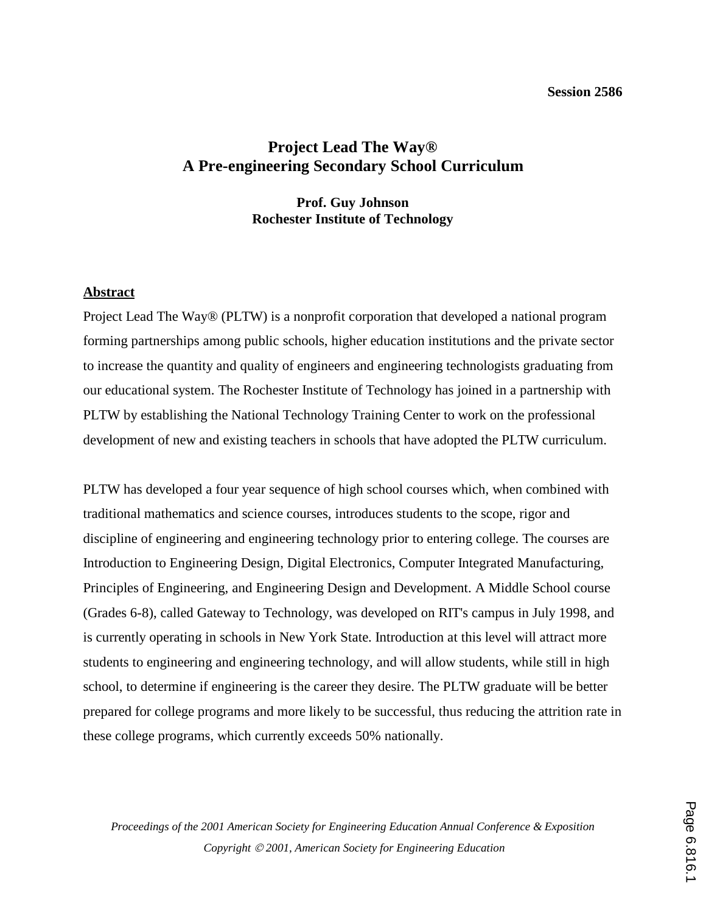Session 2586

# Project Lead The Way®
# A Pre-engineering Secondary School Curriculum

**Prof. Guy Johnson**
**Rochester Institute of Technology**

## Abstract

Project Lead The Way® (PLTW) is a nonprofit corporation that developed a national program forming partnerships among public schools, higher education institutions and the private sector to increase the quantity and quality of engineers and engineering technologists graduating from our educational system. The Rochester Institute of Technology has joined in a partnership with PLTW by establishing the National Technology Training Center to work on the professional development of new and existing teachers in schools that have adopted the PLTW curriculum.

PLTW has developed a four year sequence of high school courses which, when combined with traditional mathematics and science courses, introduces students to the scope, rigor and discipline of engineering and engineering technology prior to entering college. The courses are Introduction to Engineering Design, Digital Electronics, Computer Integrated Manufacturing, Principles of Engineering, and Engineering Design and Development. A Middle School course (Grades 6-8), called Gateway to Technology, was developed on RIT's campus in July 1998, and is currently operating in schools in New York State. Introduction at this level will attract more students to engineering and engineering technology, and will allow students, while still in high school, to determine if engineering is the career they desire. The PLTW graduate will be better prepared for college programs and more likely to be successful, thus reducing the attrition rate in these college programs, which currently exceeds 50% nationally.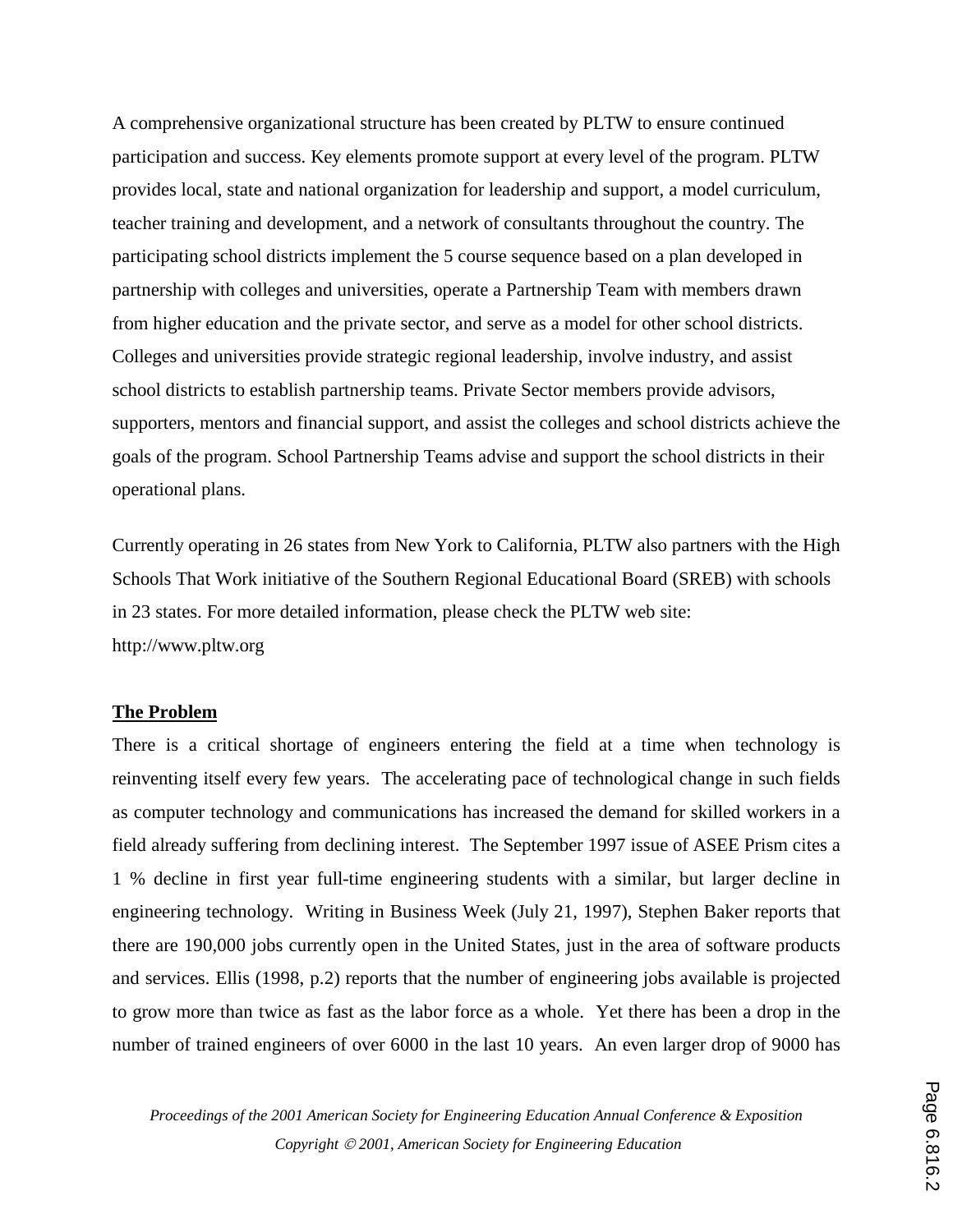A comprehensive organizational structure has been created by PLTW to ensure continued participation and success. Key elements promote support at every level of the program. PLTW provides local, state and national organization for leadership and support, a model curriculum, teacher training and development, and a network of consultants throughout the country. The participating school districts implement the 5 course sequence based on a plan developed in partnership with colleges and universities, operate a Partnership Team with members drawn from higher education and the private sector, and serve as a model for other school districts. Colleges and universities provide strategic regional leadership, involve industry, and assist school districts to establish partnership teams. Private Sector members provide advisors, supporters, mentors and financial support, and assist the colleges and school districts achieve the goals of the program. School Partnership Teams advise and support the school districts in their operational plans.

Currently operating in 26 states from New York to California, PLTW also partners with the High Schools That Work initiative of the Southern Regional Educational Board (SREB) with schools in 23 states. For more detailed information, please check the PLTW web site: http://www.pltw.org

## The Problem

There is a critical shortage of engineers entering the field at a time when technology is reinventing itself every few years. The accelerating pace of technological change in such fields as computer technology and communications has increased the demand for skilled workers in a field already suffering from declining interest. The September 1997 issue of ASEE Prism cites a 1 % decline in first year full-time engineering students with a similar, but larger decline in engineering technology. Writing in Business Week (July 21, 1997), Stephen Baker reports that there are 190,000 jobs currently open in the United States, just in the area of software products and services. Ellis (1998, p.2) reports that the number of engineering jobs available is projected to grow more than twice as fast as the labor force as a whole. Yet there has been a drop in the number of trained engineers of over 6000 in the last 10 years. An even larger drop of 9000 has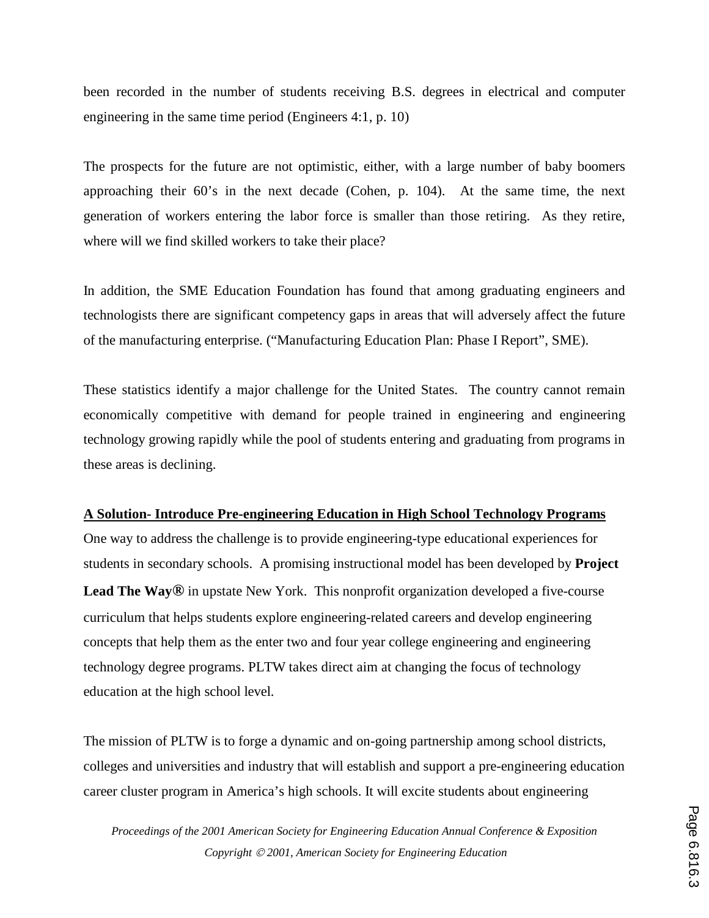been recorded in the number of students receiving B.S. degrees in electrical and computer engineering in the same time period (Engineers 4:1, p. 10)

The prospects for the future are not optimistic, either, with a large number of baby boomers approaching their 60's in the next decade (Cohen, p. 104). At the same time, the next generation of workers entering the labor force is smaller than those retiring. As they retire, where will we find skilled workers to take their place?

In addition, the SME Education Foundation has found that among graduating engineers and technologists there are significant competency gaps in areas that will adversely affect the future of the manufacturing enterprise. ("Manufacturing Education Plan: Phase I Report", SME).

These statistics identify a major challenge for the United States. The country cannot remain economically competitive with demand for people trained in engineering and engineering technology growing rapidly while the pool of students entering and graduating from programs in these areas is declining.

**A Solution- Introduce Pre-engineering Education in High School Technology Programs**

One way to address the challenge is to provide engineering-type educational experiences for students in secondary schools. A promising instructional model has been developed by **Project Lead The Way®** in upstate New York. This nonprofit organization developed a five-course curriculum that helps students explore engineering-related careers and develop engineering concepts that help them as the enter two and four year college engineering and engineering technology degree programs. PLTW takes direct aim at changing the focus of technology education at the high school level.

The mission of PLTW is to forge a dynamic and on-going partnership among school districts, colleges and universities and industry that will establish and support a pre-engineering education career cluster program in America's high schools. It will excite students about engineering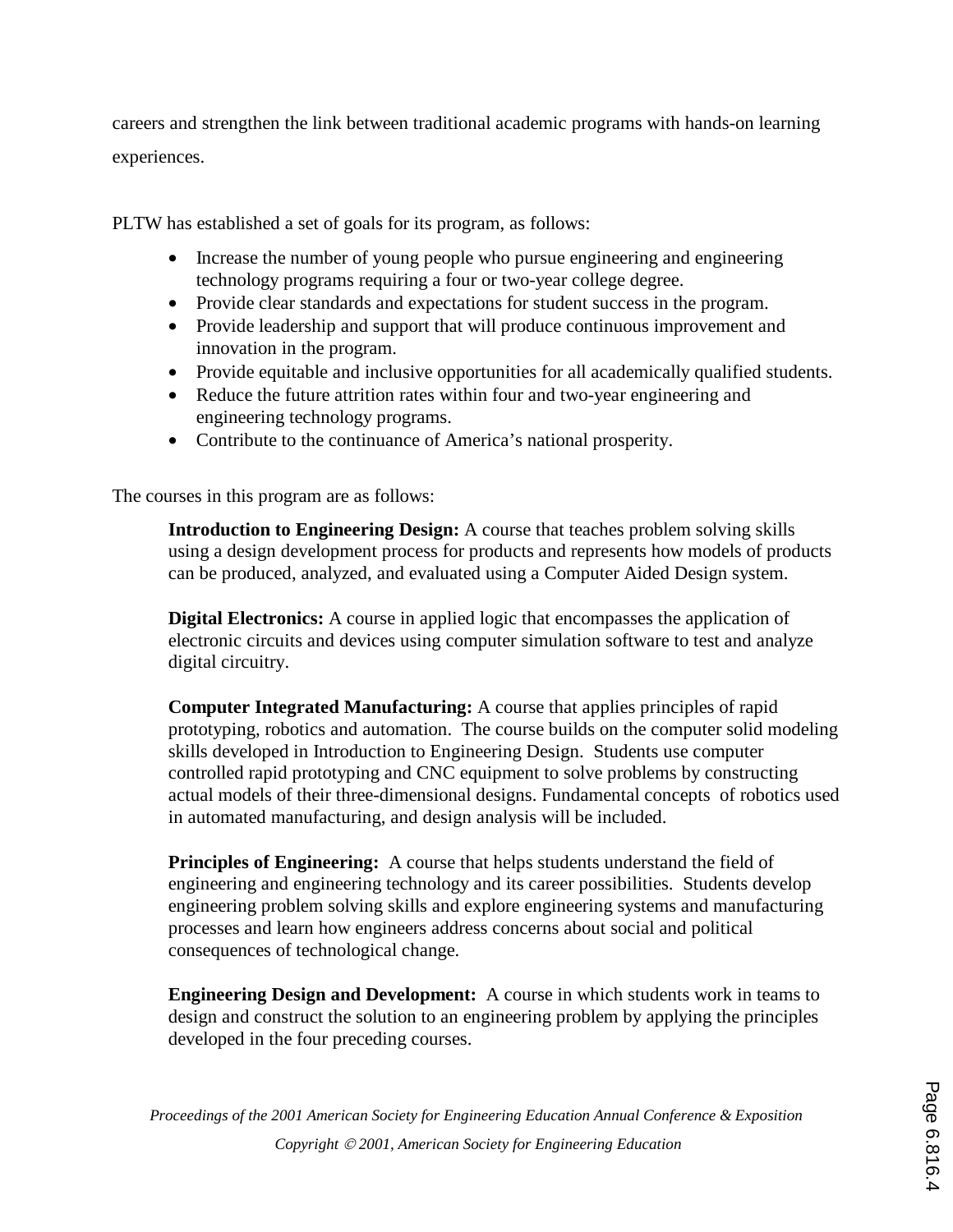careers and strengthen the link between traditional academic programs with hands-on learning experiences.

PLTW has established a set of goals for its program, as follows:

- Increase the number of young people who pursue engineering and engineering technology programs requiring a four or two-year college degree.
- Provide clear standards and expectations for student success in the program.
- Provide leadership and support that will produce continuous improvement and innovation in the program.
- Provide equitable and inclusive opportunities for all academically qualified students.
- Reduce the future attrition rates within four and two-year engineering and engineering technology programs.
- Contribute to the continuance of America's national prosperity.

The courses in this program are as follows:

**Introduction to Engineering Design:** A course that teaches problem solving skills using a design development process for products and represents how models of products can be produced, analyzed, and evaluated using a Computer Aided Design system.

**Digital Electronics:** A course in applied logic that encompasses the application of electronic circuits and devices using computer simulation software to test and analyze digital circuitry.

**Computer Integrated Manufacturing:** A course that applies principles of rapid prototyping, robotics and automation. The course builds on the computer solid modeling skills developed in Introduction to Engineering Design. Students use computer controlled rapid prototyping and CNC equipment to solve problems by constructing actual models of their three-dimensional designs. Fundamental concepts of robotics used in automated manufacturing, and design analysis will be included.

**Principles of Engineering:** A course that helps students understand the field of engineering and engineering technology and its career possibilities. Students develop engineering problem solving skills and explore engineering systems and manufacturing processes and learn how engineers address concerns about social and political consequences of technological change.

**Engineering Design and Development:** A course in which students work in teams to design and construct the solution to an engineering problem by applying the principles developed in the four preceding courses.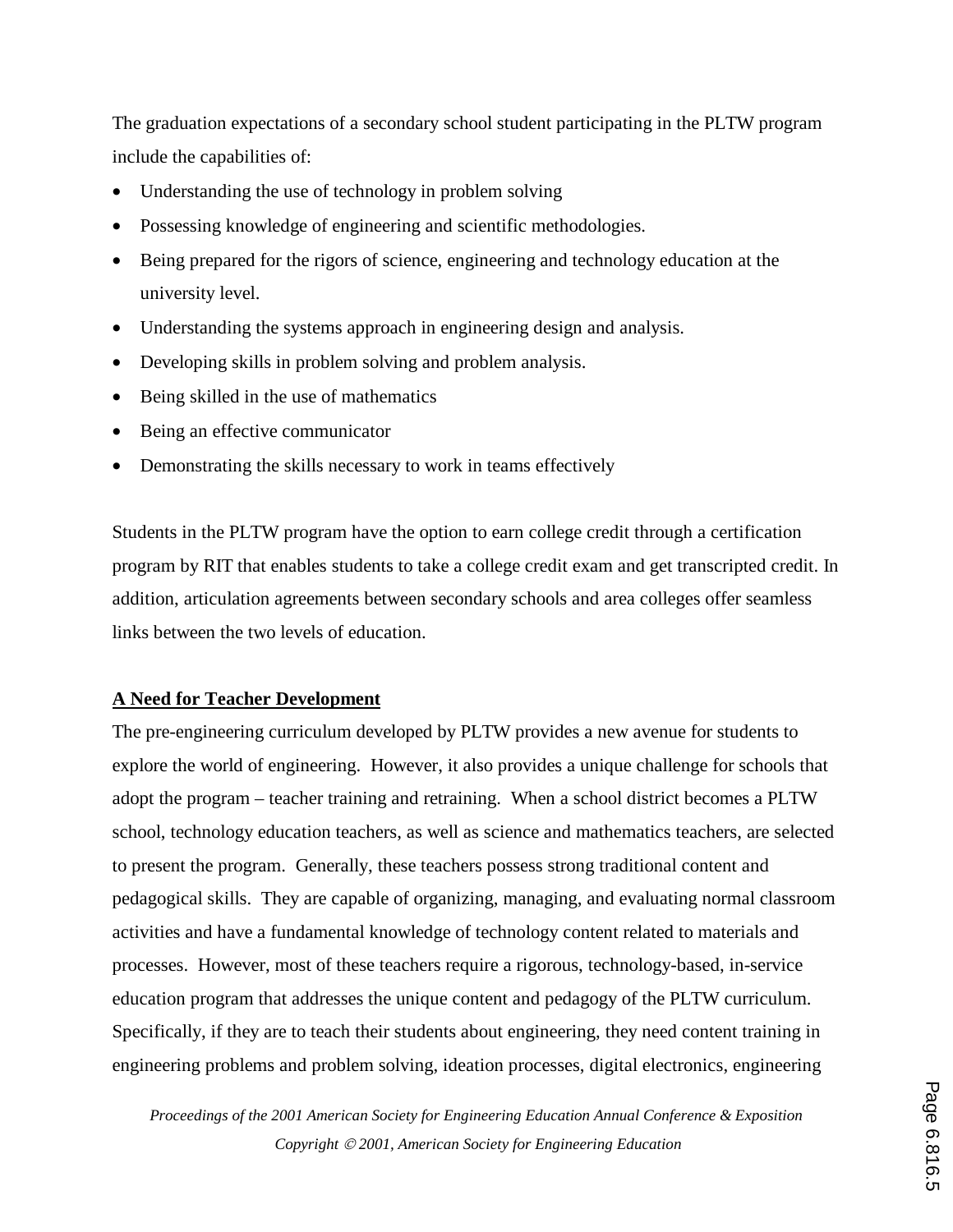The graduation expectations of a secondary school student participating in the PLTW program include the capabilities of:

- Understanding the use of technology in problem solving
- Possessing knowledge of engineering and scientific methodologies.
- Being prepared for the rigors of science, engineering and technology education at the university level.
- Understanding the systems approach in engineering design and analysis.
- Developing skills in problem solving and problem analysis.
- Being skilled in the use of mathematics
- Being an effective communicator
- Demonstrating the skills necessary to work in teams effectively

Students in the PLTW program have the option to earn college credit through a certification program by RIT that enables students to take a college credit exam and get transcripted credit. In addition, articulation agreements between secondary schools and area colleges offer seamless links between the two levels of education.

## A Need for Teacher Development

The pre-engineering curriculum developed by PLTW provides a new avenue for students to explore the world of engineering. However, it also provides a unique challenge for schools that adopt the program – teacher training and retraining. When a school district becomes a PLTW school, technology education teachers, as well as science and mathematics teachers, are selected to present the program. Generally, these teachers possess strong traditional content and pedagogical skills. They are capable of organizing, managing, and evaluating normal classroom activities and have a fundamental knowledge of technology content related to materials and processes. However, most of these teachers require a rigorous, technology-based, in-service education program that addresses the unique content and pedagogy of the PLTW curriculum. Specifically, if they are to teach their students about engineering, they need content training in engineering problems and problem solving, ideation processes, digital electronics, engineering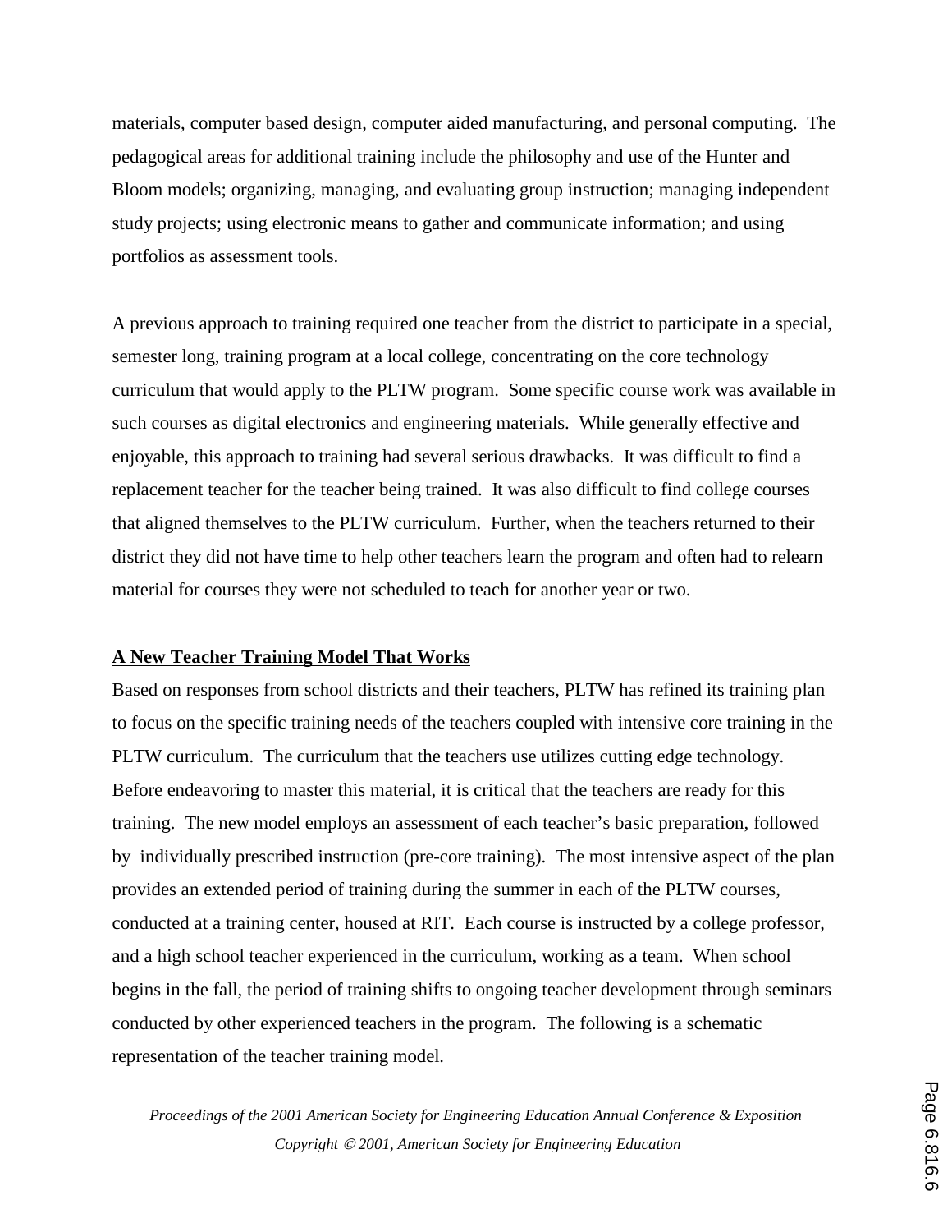materials, computer based design, computer aided manufacturing, and personal computing. The pedagogical areas for additional training include the philosophy and use of the Hunter and Bloom models; organizing, managing, and evaluating group instruction; managing independent study projects; using electronic means to gather and communicate information; and using portfolios as assessment tools.

A previous approach to training required one teacher from the district to participate in a special, semester long, training program at a local college, concentrating on the core technology curriculum that would apply to the PLTW program. Some specific course work was available in such courses as digital electronics and engineering materials. While generally effective and enjoyable, this approach to training had several serious drawbacks. It was difficult to find a replacement teacher for the teacher being trained. It was also difficult to find college courses that aligned themselves to the PLTW curriculum. Further, when the teachers returned to their district they did not have time to help other teachers learn the program and often had to relearn material for courses they were not scheduled to teach for another year or two.

## A New Teacher Training Model That Works

Based on responses from school districts and their teachers, PLTW has refined its training plan to focus on the specific training needs of the teachers coupled with intensive core training in the PLTW curriculum. The curriculum that the teachers use utilizes cutting edge technology. Before endeavoring to master this material, it is critical that the teachers are ready for this training. The new model employs an assessment of each teacher's basic preparation, followed by individually prescribed instruction (pre-core training). The most intensive aspect of the plan provides an extended period of training during the summer in each of the PLTW courses, conducted at a training center, housed at RIT. Each course is instructed by a college professor, and a high school teacher experienced in the curriculum, working as a team. When school begins in the fall, the period of training shifts to ongoing teacher development through seminars conducted by other experienced teachers in the program. The following is a schematic representation of the teacher training model.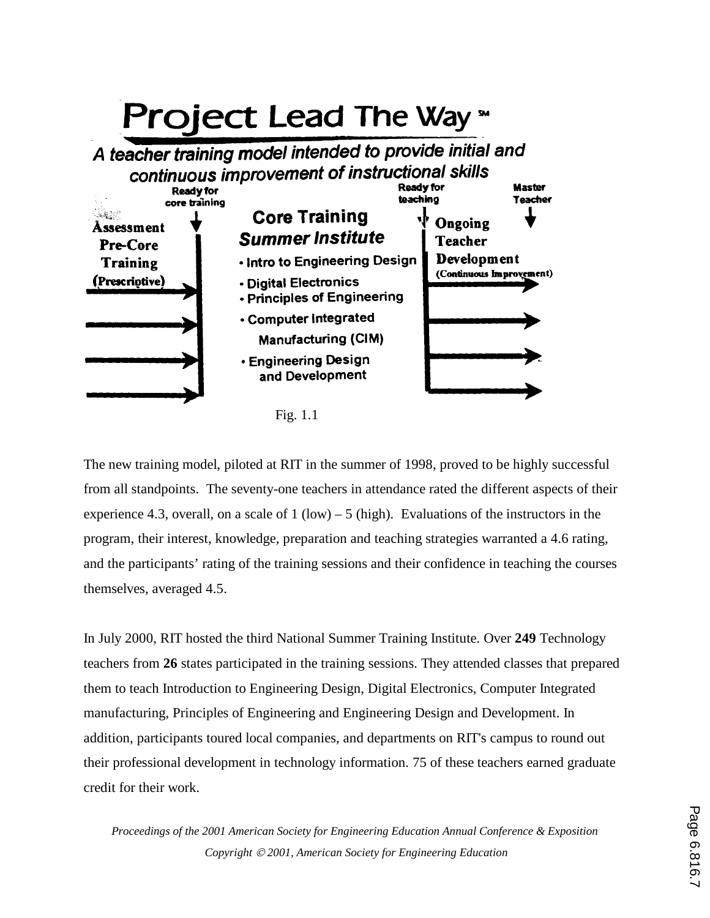# Project Lead The Way ℠

***A teacher training model intended to provide initial and continuous improvement of instructional skills***

**Ready for core training** — **Assessment Pre-Core Training (Prescriptive)**

**Core Training *Summer Institute***

- Intro to Engineering Design
- Digital Electronics
- Principles of Engineering
- Computer Integrated Manufacturing (CIM)
- Engineering Design and Development

**Ready for teaching** — **Ongoing Teacher Development (Continuous Improvement)**

**Master Teacher**

Fig. 1.1

The new training model, piloted at RIT in the summer of 1998, proved to be highly successful from all standpoints. The seventy-one teachers in attendance rated the different aspects of their experience 4.3, overall, on a scale of 1 (low) – 5 (high). Evaluations of the instructors in the program, their interest, knowledge, preparation and teaching strategies warranted a 4.6 rating, and the participants' rating of the training sessions and their confidence in teaching the courses themselves, averaged 4.5.

In July 2000, RIT hosted the third National Summer Training Institute. Over **249** Technology teachers from **26** states participated in the training sessions. They attended classes that prepared them to teach Introduction to Engineering Design, Digital Electronics, Computer Integrated manufacturing, Principles of Engineering and Engineering Design and Development. In addition, participants toured local companies, and departments on RIT's campus to round out their professional development in technology information. 75 of these teachers earned graduate credit for their work.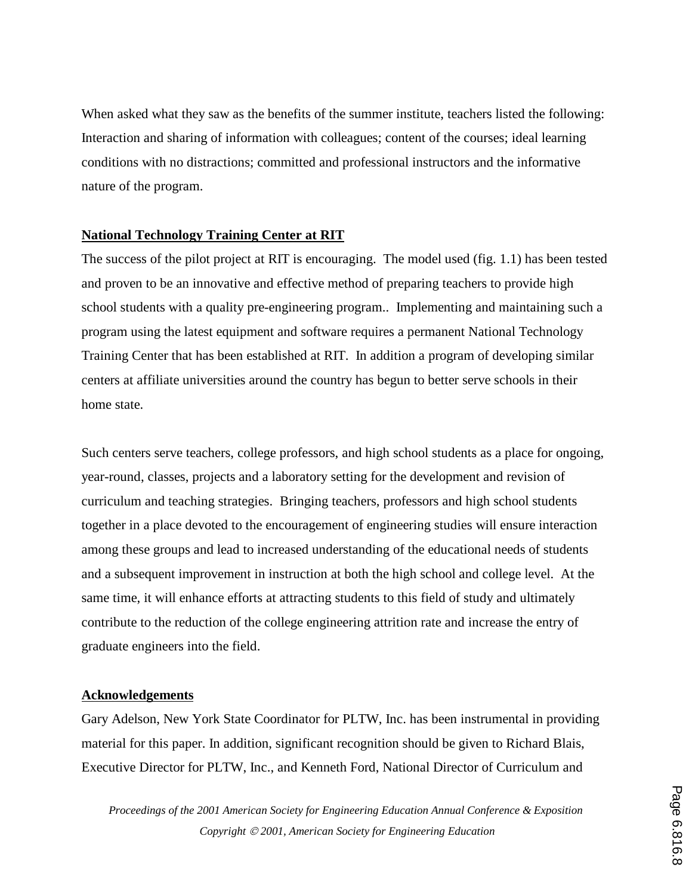When asked what they saw as the benefits of the summer institute, teachers listed the following: Interaction and sharing of information with colleagues; content of the courses; ideal learning conditions with no distractions; committed and professional instructors and the informative nature of the program.

## National Technology Training Center at RIT

The success of the pilot project at RIT is encouraging. The model used (fig. 1.1) has been tested and proven to be an innovative and effective method of preparing teachers to provide high school students with a quality pre-engineering program.. Implementing and maintaining such a program using the latest equipment and software requires a permanent National Technology Training Center that has been established at RIT. In addition a program of developing similar centers at affiliate universities around the country has begun to better serve schools in their home state.

Such centers serve teachers, college professors, and high school students as a place for ongoing, year-round, classes, projects and a laboratory setting for the development and revision of curriculum and teaching strategies. Bringing teachers, professors and high school students together in a place devoted to the encouragement of engineering studies will ensure interaction among these groups and lead to increased understanding of the educational needs of students and a subsequent improvement in instruction at both the high school and college level. At the same time, it will enhance efforts at attracting students to this field of study and ultimately contribute to the reduction of the college engineering attrition rate and increase the entry of graduate engineers into the field.

## Acknowledgements

Gary Adelson, New York State Coordinator for PLTW, Inc. has been instrumental in providing material for this paper. In addition, significant recognition should be given to Richard Blais, Executive Director for PLTW, Inc., and Kenneth Ford, National Director of Curriculum and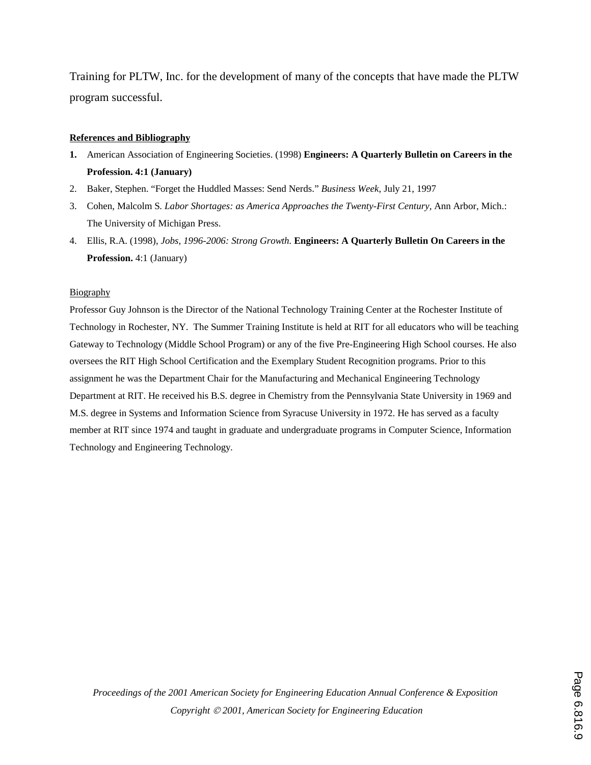Training for PLTW, Inc. for the development of many of the concepts that have made the PLTW program successful.

**References and Bibliography**

1. American Association of Engineering Societies. (1998) **Engineers: A Quarterly Bulletin on Careers in the Profession. 4:1 (January)**
2. Baker, Stephen. "Forget the Huddled Masses: Send Nerds." *Business Week,* July 21, 1997
3. Cohen, Malcolm S. *Labor Shortages: as America Approaches the Twenty-First Century,* Ann Arbor, Mich.: The University of Michigan Press.
4. Ellis, R.A. (1998), *Jobs, 1996-2006: Strong Growth.* **Engineers: A Quarterly Bulletin On Careers in the Profession.** 4:1 (January)

Biography

Professor Guy Johnson is the Director of the National Technology Training Center at the Rochester Institute of Technology in Rochester, NY. The Summer Training Institute is held at RIT for all educators who will be teaching Gateway to Technology (Middle School Program) or any of the five Pre-Engineering High School courses. He also oversees the RIT High School Certification and the Exemplary Student Recognition programs. Prior to this assignment he was the Department Chair for the Manufacturing and Mechanical Engineering Technology Department at RIT. He received his B.S. degree in Chemistry from the Pennsylvania State University in 1969 and M.S. degree in Systems and Information Science from Syracuse University in 1972. He has served as a faculty member at RIT since 1974 and taught in graduate and undergraduate programs in Computer Science, Information Technology and Engineering Technology.